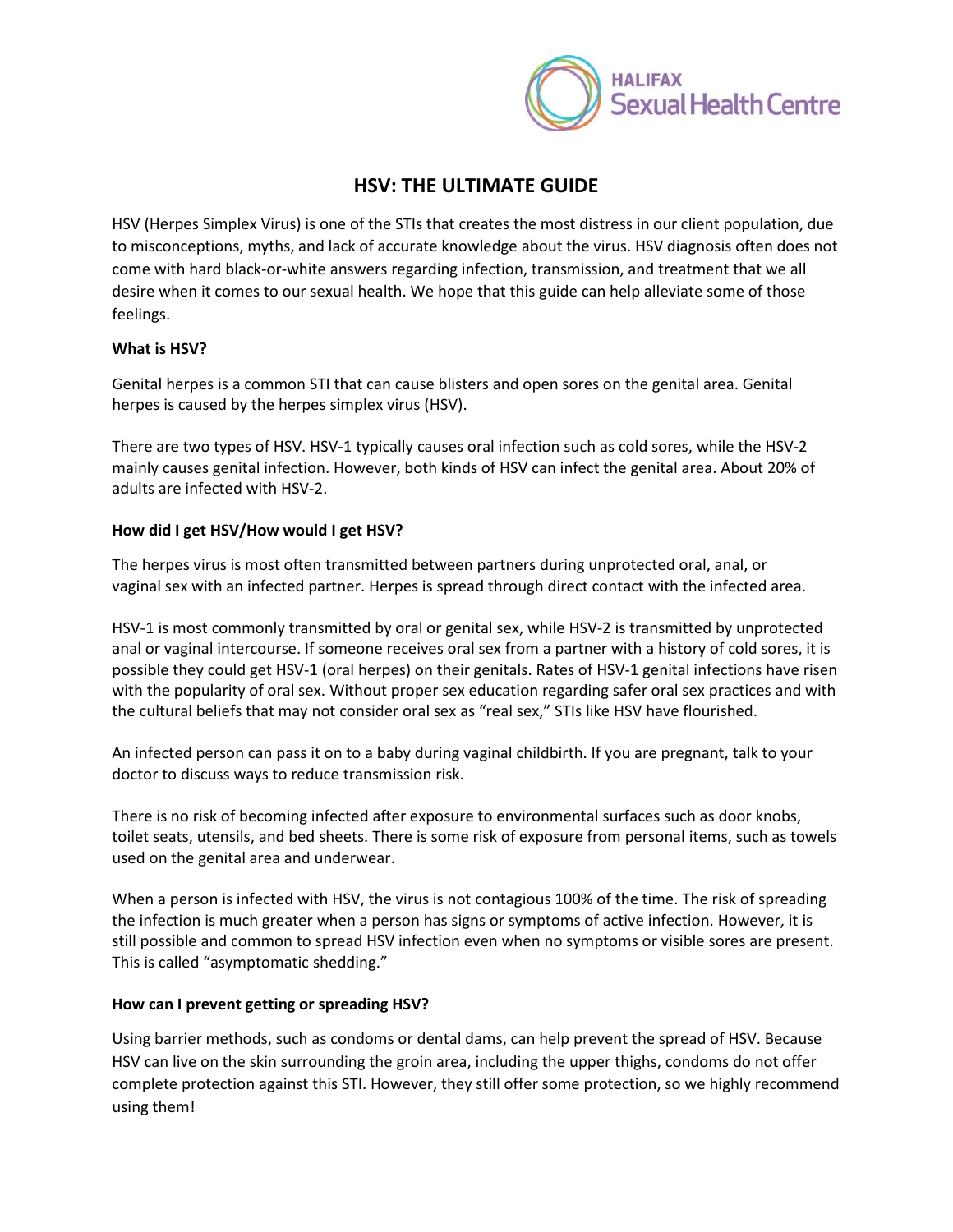# HSV: THE ULTIMATE GUIDE

HSV (Herpes Simplex Virus) is one of the STIs that creates the most distress in our client population, due to misconceptions, myths, and lack of accurate knowledge about the virus. HSV diagnosis often does not come with hard black-or-white answers regarding infection, transmission, and treatment that we all desire when it comes to our sexual health. We hope that this guide can help alleviate some of those feelings.

**What is HSV?**

Genital herpes is a common STI that can cause blisters and open sores on the genital area. Genital herpes is caused by the herpes simplex virus (HSV).

There are two types of HSV. HSV-1 typically causes oral infection such as cold sores, while the HSV-2 mainly causes genital infection. However, both kinds of HSV can infect the genital area. About 20% of adults are infected with HSV-2.

**How did I get HSV/How would I get HSV?**

The herpes virus is most often transmitted between partners during unprotected oral, anal, or vaginal sex with an infected partner. Herpes is spread through direct contact with the infected area.

HSV-1 is most commonly transmitted by oral or genital sex, while HSV-2 is transmitted by unprotected anal or vaginal intercourse. If someone receives oral sex from a partner with a history of cold sores, it is possible they could get HSV-1 (oral herpes) on their genitals. Rates of HSV-1 genital infections have risen with the popularity of oral sex. Without proper sex education regarding safer oral sex practices and with the cultural beliefs that may not consider oral sex as "real sex," STIs like HSV have flourished.

An infected person can pass it on to a baby during vaginal childbirth. If you are pregnant, talk to your doctor to discuss ways to reduce transmission risk.

There is no risk of becoming infected after exposure to environmental surfaces such as door knobs, toilet seats, utensils, and bed sheets. There is some risk of exposure from personal items, such as towels used on the genital area and underwear.

When a person is infected with HSV, the virus is not contagious 100% of the time. The risk of spreading the infection is much greater when a person has signs or symptoms of active infection. However, it is still possible and common to spread HSV infection even when no symptoms or visible sores are present. This is called "asymptomatic shedding."

**How can I prevent getting or spreading HSV?**

Using barrier methods, such as condoms or dental dams, can help prevent the spread of HSV. Because HSV can live on the skin surrounding the groin area, including the upper thighs, condoms do not offer complete protection against this STI. However, they still offer some protection, so we highly recommend using them!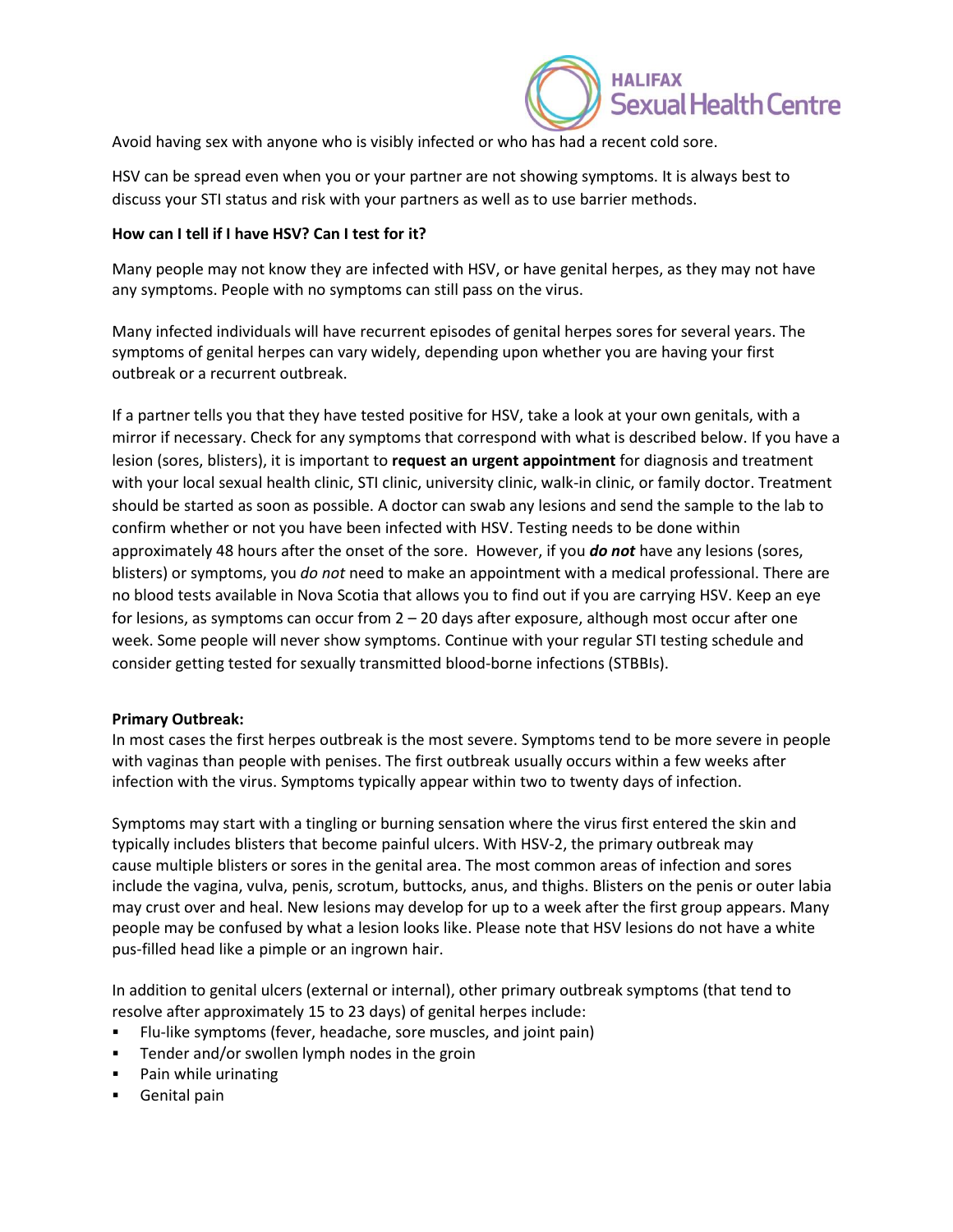Avoid having sex with anyone who is visibly infected or who has had a recent cold sore.

HSV can be spread even when you or your partner are not showing symptoms. It is always best to discuss your STI status and risk with your partners as well as to use barrier methods.

**How can I tell if I have HSV? Can I test for it?**

Many people may not know they are infected with HSV, or have genital herpes, as they may not have any symptoms. People with no symptoms can still pass on the virus.

Many infected individuals will have recurrent episodes of genital herpes sores for several years. The symptoms of genital herpes can vary widely, depending upon whether you are having your first outbreak or a recurrent outbreak.

If a partner tells you that they have tested positive for HSV, take a look at your own genitals, with a mirror if necessary. Check for any symptoms that correspond with what is described below. If you have a lesion (sores, blisters), it is important to **request an urgent appointment** for diagnosis and treatment with your local sexual health clinic, STI clinic, university clinic, walk-in clinic, or family doctor. Treatment should be started as soon as possible. A doctor can swab any lesions and send the sample to the lab to confirm whether or not you have been infected with HSV. Testing needs to be done within approximately 48 hours after the onset of the sore. However, if you ***do not*** have any lesions (sores, blisters) or symptoms, you *do not* need to make an appointment with a medical professional. There are no blood tests available in Nova Scotia that allows you to find out if you are carrying HSV. Keep an eye for lesions, as symptoms can occur from 2 – 20 days after exposure, although most occur after one week. Some people will never show symptoms. Continue with your regular STI testing schedule and consider getting tested for sexually transmitted blood-borne infections (STBBIs).

**Primary Outbreak:**

In most cases the first herpes outbreak is the most severe. Symptoms tend to be more severe in people with vaginas than people with penises. The first outbreak usually occurs within a few weeks after infection with the virus. Symptoms typically appear within two to twenty days of infection.

Symptoms may start with a tingling or burning sensation where the virus first entered the skin and typically includes blisters that become painful ulcers. With HSV-2, the primary outbreak may cause multiple blisters or sores in the genital area. The most common areas of infection and sores include the vagina, vulva, penis, scrotum, buttocks, anus, and thighs. Blisters on the penis or outer labia may crust over and heal. New lesions may develop for up to a week after the first group appears. Many people may be confused by what a lesion looks like. Please note that HSV lesions do not have a white pus-filled head like a pimple or an ingrown hair.

In addition to genital ulcers (external or internal), other primary outbreak symptoms (that tend to resolve after approximately 15 to 23 days) of genital herpes include:

- Flu-like symptoms (fever, headache, sore muscles, and joint pain)
- Tender and/or swollen lymph nodes in the groin
- Pain while urinating
- Genital pain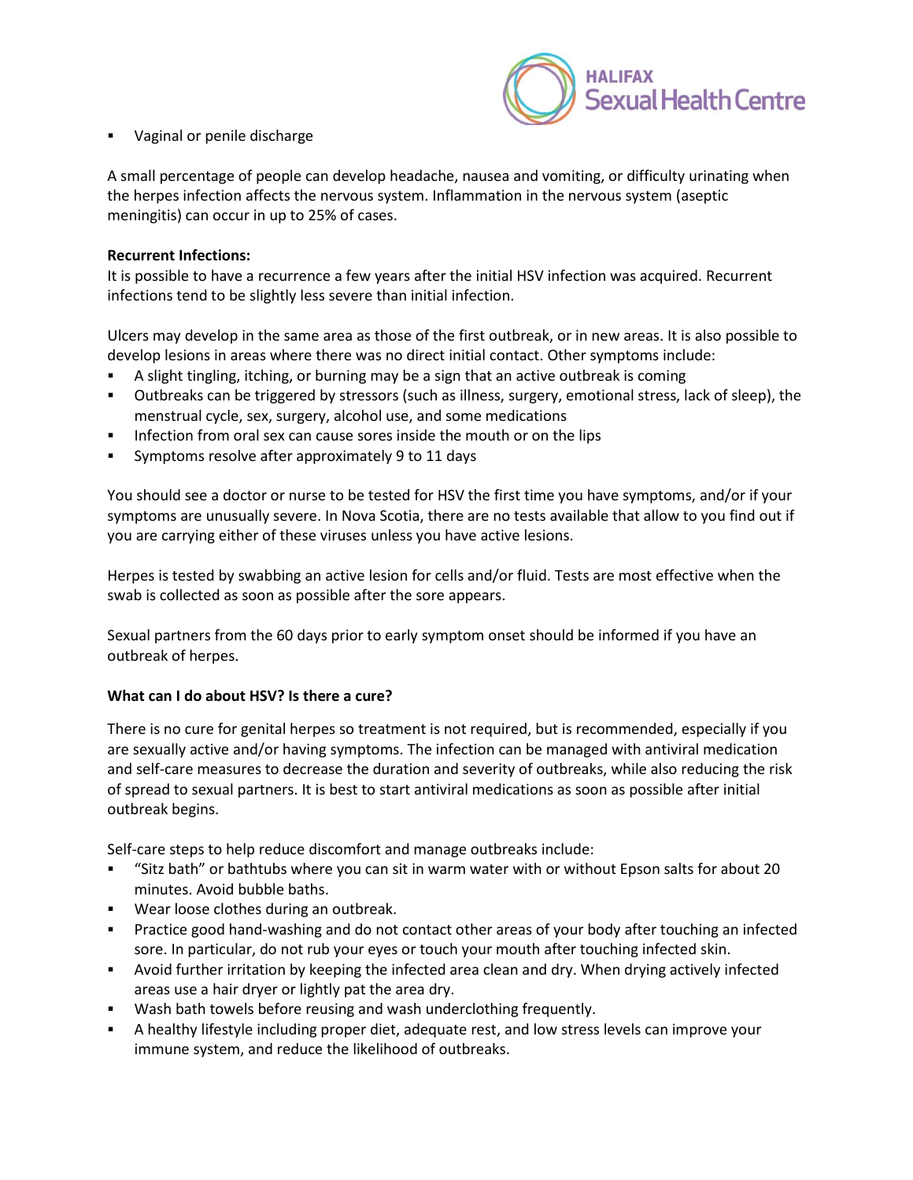- Vaginal or penile discharge

A small percentage of people can develop headache, nausea and vomiting, or difficulty urinating when the herpes infection affects the nervous system. Inflammation in the nervous system (aseptic meningitis) can occur in up to 25% of cases.

**Recurrent Infections:**
It is possible to have a recurrence a few years after the initial HSV infection was acquired. Recurrent infections tend to be slightly less severe than initial infection.

Ulcers may develop in the same area as those of the first outbreak, or in new areas. It is also possible to develop lesions in areas where there was no direct initial contact. Other symptoms include:

- A slight tingling, itching, or burning may be a sign that an active outbreak is coming
- Outbreaks can be triggered by stressors (such as illness, surgery, emotional stress, lack of sleep), the menstrual cycle, sex, surgery, alcohol use, and some medications
- Infection from oral sex can cause sores inside the mouth or on the lips
- Symptoms resolve after approximately 9 to 11 days

You should see a doctor or nurse to be tested for HSV the first time you have symptoms, and/or if your symptoms are unusually severe. In Nova Scotia, there are no tests available that allow to you find out if you are carrying either of these viruses unless you have active lesions.

Herpes is tested by swabbing an active lesion for cells and/or fluid. Tests are most effective when the swab is collected as soon as possible after the sore appears.

Sexual partners from the 60 days prior to early symptom onset should be informed if you have an outbreak of herpes.

**What can I do about HSV? Is there a cure?**

There is no cure for genital herpes so treatment is not required, but is recommended, especially if you are sexually active and/or having symptoms. The infection can be managed with antiviral medication and self-care measures to decrease the duration and severity of outbreaks, while also reducing the risk of spread to sexual partners. It is best to start antiviral medications as soon as possible after initial outbreak begins.

Self-care steps to help reduce discomfort and manage outbreaks include:

- "Sitz bath" or bathtubs where you can sit in warm water with or without Epson salts for about 20 minutes. Avoid bubble baths.
- Wear loose clothes during an outbreak.
- Practice good hand-washing and do not contact other areas of your body after touching an infected sore. In particular, do not rub your eyes or touch your mouth after touching infected skin.
- Avoid further irritation by keeping the infected area clean and dry. When drying actively infected areas use a hair dryer or lightly pat the area dry.
- Wash bath towels before reusing and wash underclothing frequently.
- A healthy lifestyle including proper diet, adequate rest, and low stress levels can improve your immune system, and reduce the likelihood of outbreaks.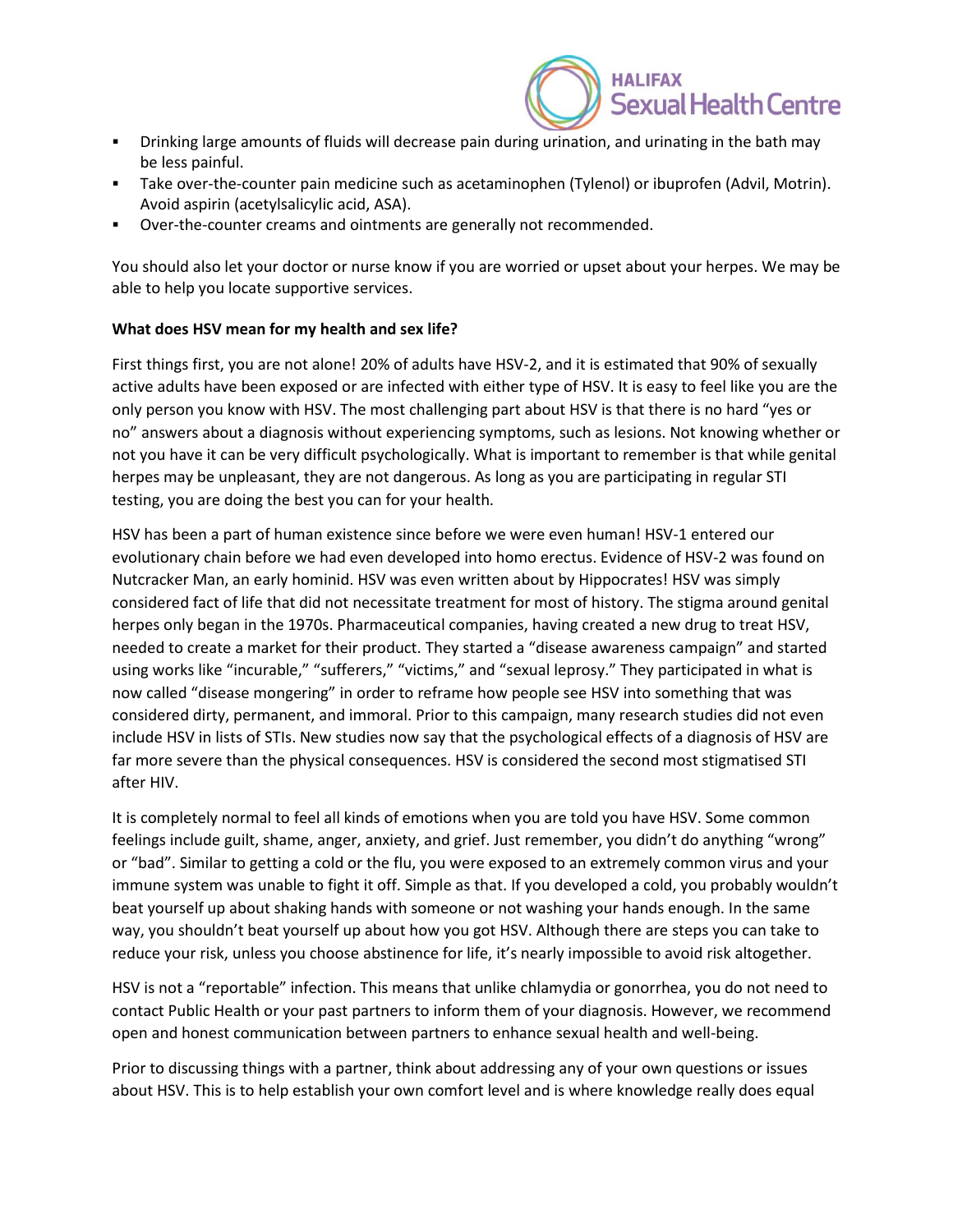- Drinking large amounts of fluids will decrease pain during urination, and urinating in the bath may be less painful.
- Take over-the-counter pain medicine such as acetaminophen (Tylenol) or ibuprofen (Advil, Motrin). Avoid aspirin (acetylsalicylic acid, ASA).
- Over-the-counter creams and ointments are generally not recommended.

You should also let your doctor or nurse know if you are worried or upset about your herpes. We may be able to help you locate supportive services.

**What does HSV mean for my health and sex life?**

First things first, you are not alone! 20% of adults have HSV-2, and it is estimated that 90% of sexually active adults have been exposed or are infected with either type of HSV. It is easy to feel like you are the only person you know with HSV. The most challenging part about HSV is that there is no hard "yes or no" answers about a diagnosis without experiencing symptoms, such as lesions. Not knowing whether or not you have it can be very difficult psychologically. What is important to remember is that while genital herpes may be unpleasant, they are not dangerous. As long as you are participating in regular STI testing, you are doing the best you can for your health.

HSV has been a part of human existence since before we were even human! HSV-1 entered our evolutionary chain before we had even developed into homo erectus. Evidence of HSV-2 was found on Nutcracker Man, an early hominid. HSV was even written about by Hippocrates! HSV was simply considered fact of life that did not necessitate treatment for most of history. The stigma around genital herpes only began in the 1970s. Pharmaceutical companies, having created a new drug to treat HSV, needed to create a market for their product. They started a "disease awareness campaign" and started using works like "incurable," "sufferers," "victims," and "sexual leprosy." They participated in what is now called "disease mongering" in order to reframe how people see HSV into something that was considered dirty, permanent, and immoral. Prior to this campaign, many research studies did not even include HSV in lists of STIs. New studies now say that the psychological effects of a diagnosis of HSV are far more severe than the physical consequences. HSV is considered the second most stigmatised STI after HIV.

It is completely normal to feel all kinds of emotions when you are told you have HSV. Some common feelings include guilt, shame, anger, anxiety, and grief. Just remember, you didn't do anything "wrong" or "bad". Similar to getting a cold or the flu, you were exposed to an extremely common virus and your immune system was unable to fight it off. Simple as that. If you developed a cold, you probably wouldn't beat yourself up about shaking hands with someone or not washing your hands enough. In the same way, you shouldn't beat yourself up about how you got HSV. Although there are steps you can take to reduce your risk, unless you choose abstinence for life, it's nearly impossible to avoid risk altogether.

HSV is not a "reportable" infection. This means that unlike chlamydia or gonorrhea, you do not need to contact Public Health or your past partners to inform them of your diagnosis. However, we recommend open and honest communication between partners to enhance sexual health and well-being.

Prior to discussing things with a partner, think about addressing any of your own questions or issues about HSV. This is to help establish your own comfort level and is where knowledge really does equal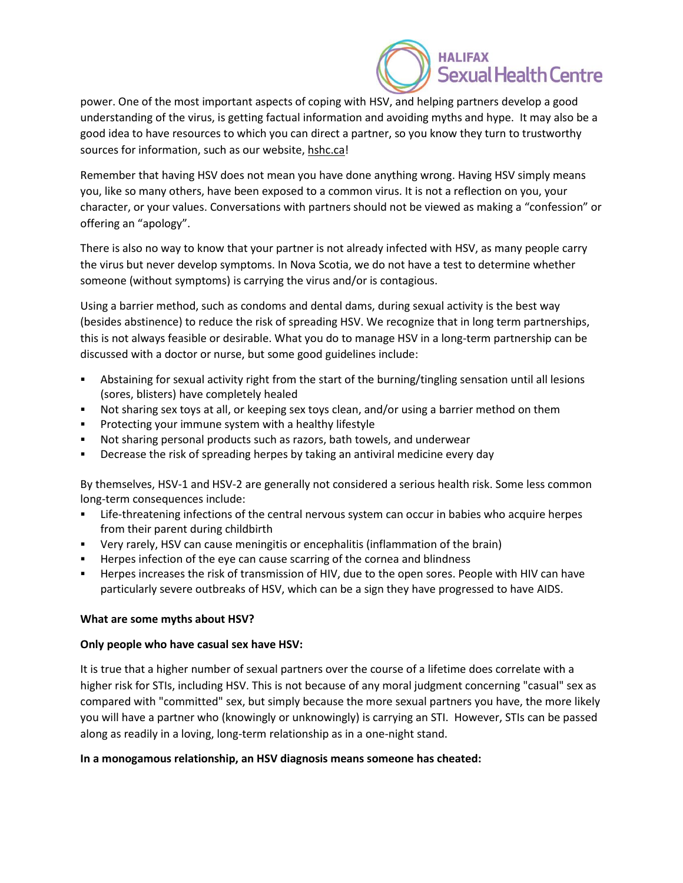power. One of the most important aspects of coping with HSV, and helping partners develop a good understanding of the virus, is getting factual information and avoiding myths and hype. It may also be a good idea to have resources to which you can direct a partner, so you know they turn to trustworthy sources for information, such as our website, hshc.ca!

Remember that having HSV does not mean you have done anything wrong. Having HSV simply means you, like so many others, have been exposed to a common virus. It is not a reflection on you, your character, or your values. Conversations with partners should not be viewed as making a "confession" or offering an "apology".

There is also no way to know that your partner is not already infected with HSV, as many people carry the virus but never develop symptoms. In Nova Scotia, we do not have a test to determine whether someone (without symptoms) is carrying the virus and/or is contagious.

Using a barrier method, such as condoms and dental dams, during sexual activity is the best way (besides abstinence) to reduce the risk of spreading HSV. We recognize that in long term partnerships, this is not always feasible or desirable. What you do to manage HSV in a long-term partnership can be discussed with a doctor or nurse, but some good guidelines include:

- Abstaining for sexual activity right from the start of the burning/tingling sensation until all lesions (sores, blisters) have completely healed
- Not sharing sex toys at all, or keeping sex toys clean, and/or using a barrier method on them
- Protecting your immune system with a healthy lifestyle
- Not sharing personal products such as razors, bath towels, and underwear
- Decrease the risk of spreading herpes by taking an antiviral medicine every day

By themselves, HSV-1 and HSV-2 are generally not considered a serious health risk. Some less common long-term consequences include:

- Life-threatening infections of the central nervous system can occur in babies who acquire herpes from their parent during childbirth
- Very rarely, HSV can cause meningitis or encephalitis (inflammation of the brain)
- Herpes infection of the eye can cause scarring of the cornea and blindness
- Herpes increases the risk of transmission of HIV, due to the open sores. People with HIV can have particularly severe outbreaks of HSV, which can be a sign they have progressed to have AIDS.

**What are some myths about HSV?**

**Only people who have casual sex have HSV:**

It is true that a higher number of sexual partners over the course of a lifetime does correlate with a higher risk for STIs, including HSV. This is not because of any moral judgment concerning "casual" sex as compared with "committed" sex, but simply because the more sexual partners you have, the more likely you will have a partner who (knowingly or unknowingly) is carrying an STI. However, STIs can be passed along as readily in a loving, long-term relationship as in a one-night stand.

**In a monogamous relationship, an HSV diagnosis means someone has cheated:**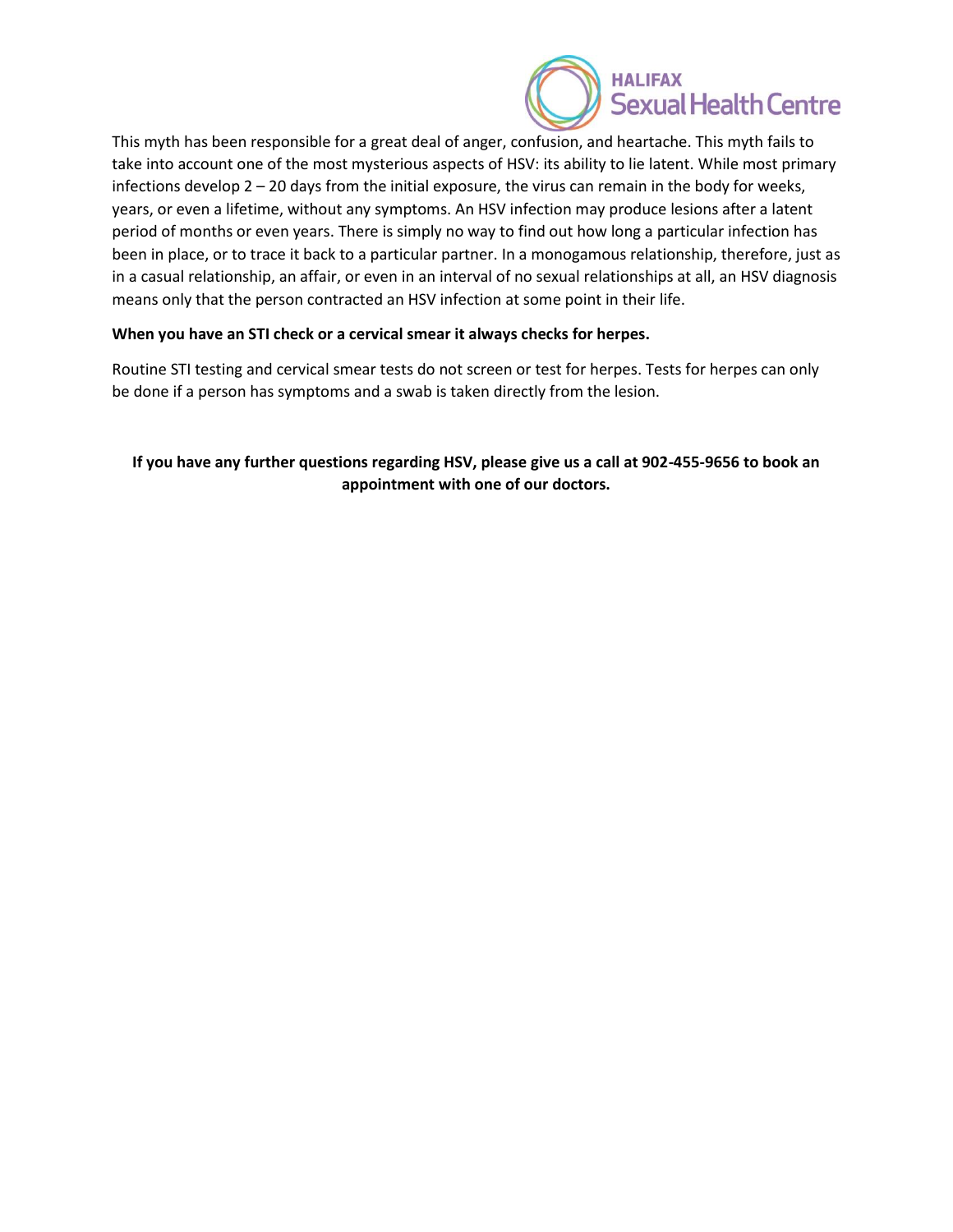This myth has been responsible for a great deal of anger, confusion, and heartache. This myth fails to take into account one of the most mysterious aspects of HSV: its ability to lie latent. While most primary infections develop 2 – 20 days from the initial exposure, the virus can remain in the body for weeks, years, or even a lifetime, without any symptoms. An HSV infection may produce lesions after a latent period of months or even years. There is simply no way to find out how long a particular infection has been in place, or to trace it back to a particular partner. In a monogamous relationship, therefore, just as in a casual relationship, an affair, or even in an interval of no sexual relationships at all, an HSV diagnosis means only that the person contracted an HSV infection at some point in their life.

**When you have an STI check or a cervical smear it always checks for herpes.**

Routine STI testing and cervical smear tests do not screen or test for herpes. Tests for herpes can only be done if a person has symptoms and a swab is taken directly from the lesion.

**If you have any further questions regarding HSV, please give us a call at 902-455-9656 to book an appointment with one of our doctors.**